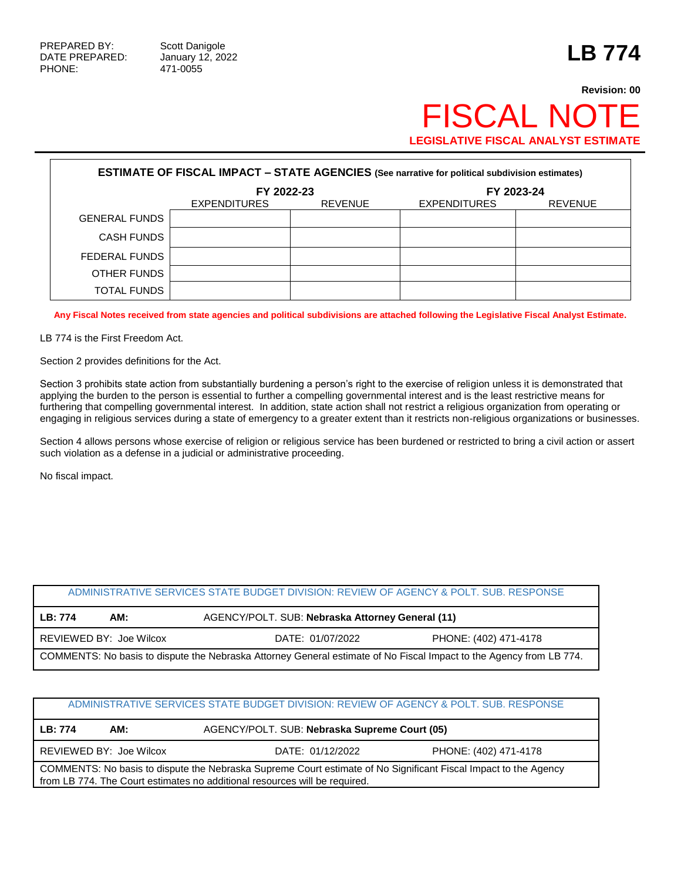PREPARED BY: Scott Danigole
DATE PREPARED: January 12, 2022
PHONE: 471-0055

# LB 774

**Revision: 00**

# FISCAL NOTE

**LEGISLATIVE FISCAL ANALYST ESTIMATE**

| **ESTIMATE OF FISCAL IMPACT – STATE AGENCIES** (See narrative for political subdivision estimates) | | | | |
|---|---|---|---|---|
| | **FY 2022-23** | | **FY 2023-24** | |
| | EXPENDITURES | REVENUE | EXPENDITURES | REVENUE |
| GENERAL FUNDS | | | | |
| CASH FUNDS | | | | |
| FEDERAL FUNDS | | | | |
| OTHER FUNDS | | | | |
| TOTAL FUNDS | | | | |

**Any Fiscal Notes received from state agencies and political subdivisions are attached following the Legislative Fiscal Analyst Estimate.**

LB 774 is the First Freedom Act.

Section 2 provides definitions for the Act.

Section 3 prohibits state action from substantially burdening a person's right to the exercise of religion unless it is demonstrated that applying the burden to the person is essential to further a compelling governmental interest and is the least restrictive means for furthering that compelling governmental interest. In addition, state action shall not restrict a religious organization from operating or engaging in religious services during a state of emergency to a greater extent than it restricts non-religious organizations or businesses.

Section 4 allows persons whose exercise of religion or religious service has been burdened or restricted to bring a civil action or assert such violation as a defense in a judicial or administrative proceeding.

No fiscal impact.

| ADMINISTRATIVE SERVICES STATE BUDGET DIVISION: REVIEW OF AGENCY & POLT. SUB. RESPONSE | | |
|---|---|---|
| **LB: 774** **AM:** | AGENCY/POLT. SUB: **Nebraska Attorney General (11)** | |
| REVIEWED BY: Joe Wilcox | DATE: 01/07/2022 | PHONE: (402) 471-4178 |
| COMMENTS: No basis to dispute the Nebraska Attorney General estimate of No Fiscal Impact to the Agency from LB 774. | | |

| ADMINISTRATIVE SERVICES STATE BUDGET DIVISION: REVIEW OF AGENCY & POLT. SUB. RESPONSE | | |
|---|---|---|
| **LB: 774** **AM:** | AGENCY/POLT. SUB: **Nebraska Supreme Court (05)** | |
| REVIEWED BY: Joe Wilcox | DATE: 01/12/2022 | PHONE: (402) 471-4178 |
| COMMENTS: No basis to dispute the Nebraska Supreme Court estimate of No Significant Fiscal Impact to the Agency from LB 774. The Court estimates no additional resources will be required. | | |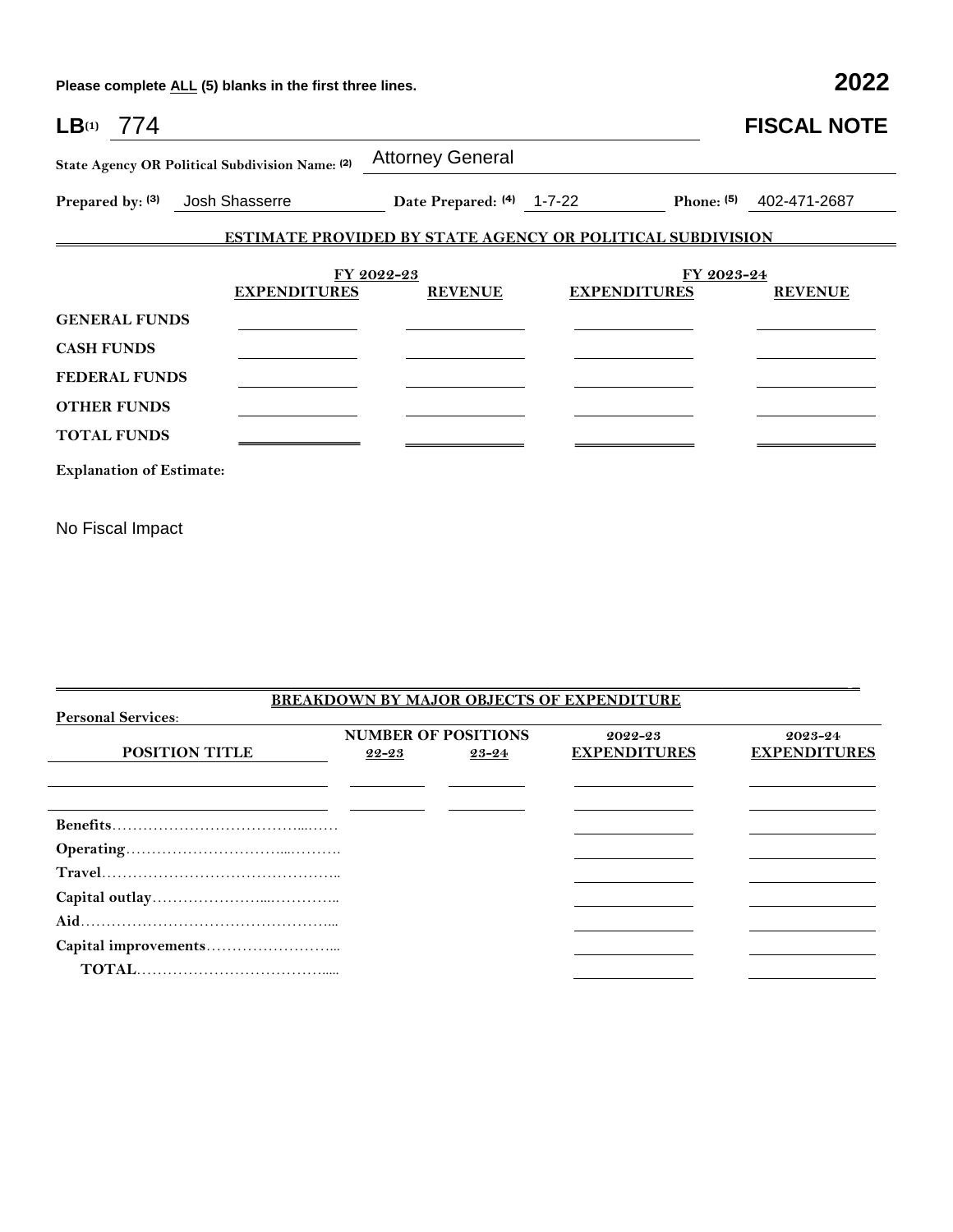Please complete ALL (5) blanks in the first three lines. **2022**

**LB**(1) 774 **FISCAL NOTE**

**State Agency OR Political Subdivision Name:** (2) Attorney General

**Prepared by:** (3) Josh Shasserre **Date Prepared:** (4) 1-7-22 **Phone:** (5) 402-471-2687

**ESTIMATE PROVIDED BY STATE AGENCY OR POLITICAL SUBDIVISION**

| | FY 2022-23 | | FY 2023-24 | |
|---|---|---|---|---|
| | **EXPENDITURES** | **REVENUE** | **EXPENDITURES** | **REVENUE** |
| **GENERAL FUNDS** | | | | |
| **CASH FUNDS** | | | | |
| **FEDERAL FUNDS** | | | | |
| **OTHER FUNDS** | | | | |
| **TOTAL FUNDS** | | | | |

**Explanation of Estimate:**

No Fiscal Impact

**BREAKDOWN BY MAJOR OBJECTS OF EXPENDITURE**

**Personal Services:**

| **POSITION TITLE** | **NUMBER OF POSITIONS** 22-23 | 23-24 | 2022-23 **EXPENDITURES** | 2023-24 **EXPENDITURES** |
|---|---|---|---|---|
| | | | | |
| | | | | |
| **Benefits** | | | | |
| **Operating** | | | | |
| **Travel** | | | | |
| **Capital outlay** | | | | |
| **Aid** | | | | |
| **Capital improvements** | | | | |
| **TOTAL** | | | | |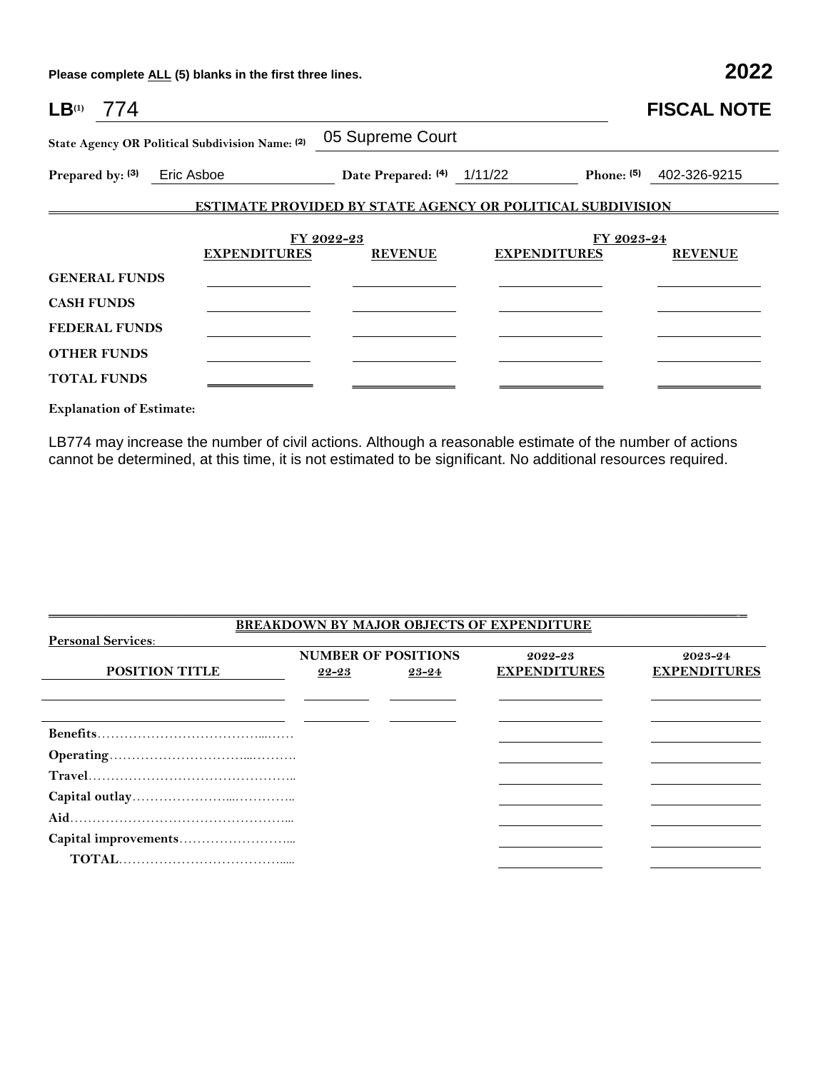Please complete ALL (5) blanks in the first three lines. **2022**

**LB**(1) 774 **FISCAL NOTE**

**State Agency OR Political Subdivision Name:** (2) 05 Supreme Court

**Prepared by:** (3) Eric Asboe **Date Prepared:** (4) 1/11/22 **Phone:** (5) 402-326-9215

## ESTIMATE PROVIDED BY STATE AGENCY OR POLITICAL SUBDIVISION

| | FY 2022-23 | | FY 2023-24 | |
|---|---|---|---|---|
| | **EXPENDITURES** | **REVENUE** | **EXPENDITURES** | **REVENUE** |
| **GENERAL FUNDS** | | | | |
| **CASH FUNDS** | | | | |
| **FEDERAL FUNDS** | | | | |
| **OTHER FUNDS** | | | | |
| **TOTAL FUNDS** | | | | |

**Explanation of Estimate:**

LB774 may increase the number of civil actions. Although a reasonable estimate of the number of actions cannot be determined, at this time, it is not estimated to be significant. No additional resources required.

## BREAKDOWN BY MAJOR OBJECTS OF EXPENDITURE

**Personal Services:**

| POSITION TITLE | NUMBER OF POSITIONS 22-23 | 23-24 | 2022-23 EXPENDITURES | 2023-24 EXPENDITURES |
|---|---|---|---|---|
| | | | | |
| | | | | |
| **Benefits**………………………………… | | | | |
| **Operating**………………………………… | | | | |
| **Travel**………………………………… | | | | |
| **Capital outlay**………………………………… | | | | |
| **Aid**………………………………… | | | | |
| **Capital improvements**………………………… | | | | |
| **TOTAL**………………………………… | | | | |